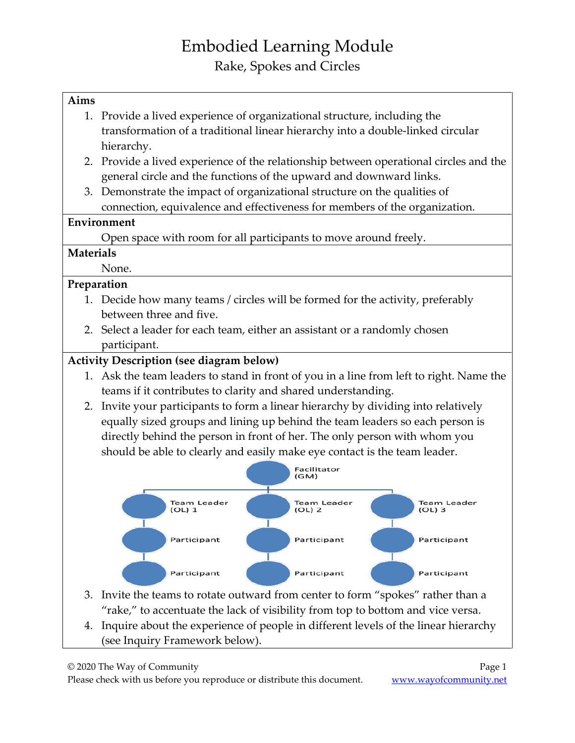# Embodied Learning Module

## Rake, Spokes and Circles

**Aims**

1. Provide a lived experience of organizational structure, including the transformation of a traditional linear hierarchy into a double-linked circular hierarchy.
2. Provide a lived experience of the relationship between operational circles and the general circle and the functions of the upward and downward links.
3. Demonstrate the impact of organizational structure on the qualities of connection, equivalence and effectiveness for members of the organization.

**Environment**

Open space with room for all participants to move around freely.

**Materials**

None.

**Preparation**

1. Decide how many teams / circles will be formed for the activity, preferably between three and five.
2. Select a leader for each team, either an assistant or a randomly chosen participant.

**Activity Description (see diagram below)**

1. Ask the team leaders to stand in front of you in a line from left to right. Name the teams if it contributes to clarity and shared understanding.
2. Invite your participants to form a linear hierarchy by dividing into relatively equally sized groups and lining up behind the team leaders so each person is directly behind the person in front of her. The only person with whom you should be able to clearly and easily make eye contact is the team leader.

Facilitator (GM)

Team Leader (OL) 1

Team Leader (OL) 2

Team Leader (OL) 3

Participant

Participant

Participant

Participant

Participant

Participant

3. Invite the teams to rotate outward from center to form "spokes" rather than a "rake," to accentuate the lack of visibility from top to bottom and vice versa.
4. Inquire about the experience of people in different levels of the linear hierarchy (see Inquiry Framework below).

© 2020 The Way of Community
Please check with us before you reproduce or distribute this document. www.wayofcommunity.net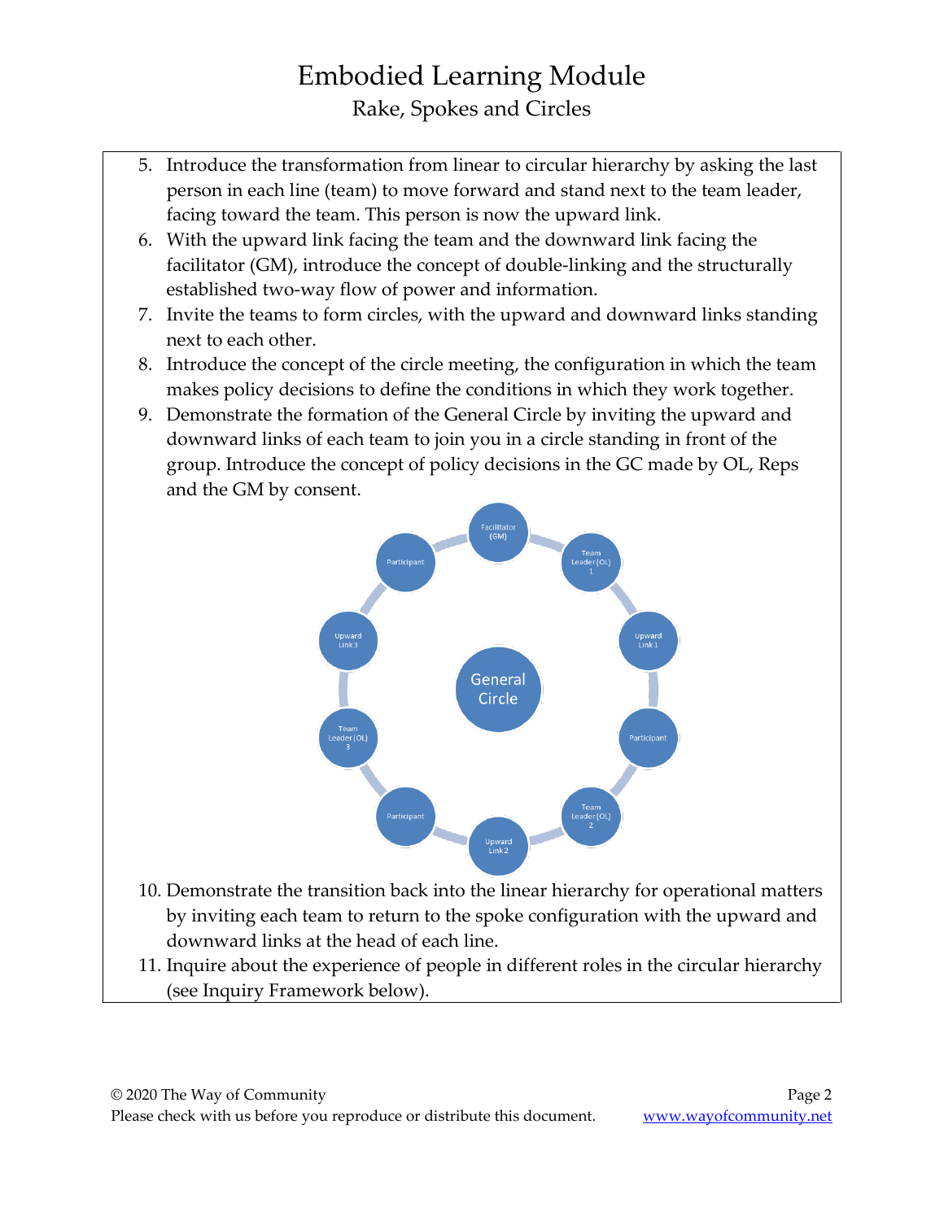5. Introduce the transformation from linear to circular hierarchy by asking the last person in each line (team) to move forward and stand next to the team leader, facing toward the team. This person is now the upward link.
6. With the upward link facing the team and the downward link facing the facilitator (GM), introduce the concept of double-linking and the structurally established two-way flow of power and information.
7. Invite the teams to form circles, with the upward and downward links standing next to each other.
8. Introduce the concept of the circle meeting, the configuration in which the team makes policy decisions to define the conditions in which they work together.
9. Demonstrate the formation of the General Circle by inviting the upward and downward links of each team to join you in a circle standing in front of the group. Introduce the concept of policy decisions in the GC made by OL, Reps and the GM by consent.

General Circle
Facilitator (GM)
Team Leader (OL) 1
Upward Link 1
Participant
Team Leader (OL) 2
Upward Link 2
Participant
Team Leader (OL) 3
Upward Link 3
Participant

10. Demonstrate the transition back into the linear hierarchy for operational matters by inviting each team to return to the spoke configuration with the upward and downward links at the head of each line.
11. Inquire about the experience of people in different roles in the circular hierarchy (see Inquiry Framework below).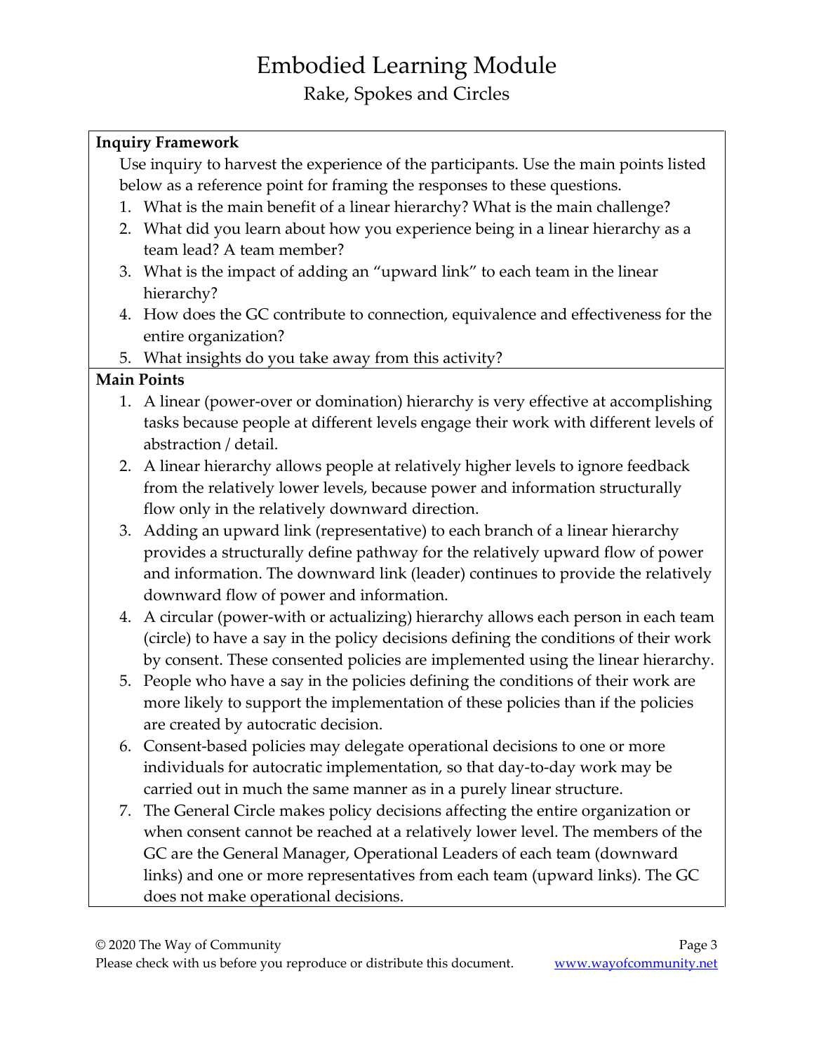# Embodied Learning Module

## Rake, Spokes and Circles

**Inquiry Framework**

Use inquiry to harvest the experience of the participants. Use the main points listed below as a reference point for framing the responses to these questions.

1. What is the main benefit of a linear hierarchy? What is the main challenge?
2. What did you learn about how you experience being in a linear hierarchy as a team lead? A team member?
3. What is the impact of adding an "upward link" to each team in the linear hierarchy?
4. How does the GC contribute to connection, equivalence and effectiveness for the entire organization?
5. What insights do you take away from this activity?

**Main Points**

1. A linear (power-over or domination) hierarchy is very effective at accomplishing tasks because people at different levels engage their work with different levels of abstraction / detail.
2. A linear hierarchy allows people at relatively higher levels to ignore feedback from the relatively lower levels, because power and information structurally flow only in the relatively downward direction.
3. Adding an upward link (representative) to each branch of a linear hierarchy provides a structurally define pathway for the relatively upward flow of power and information. The downward link (leader) continues to provide the relatively downward flow of power and information.
4. A circular (power-with or actualizing) hierarchy allows each person in each team (circle) to have a say in the policy decisions defining the conditions of their work by consent. These consented policies are implemented using the linear hierarchy.
5. People who have a say in the policies defining the conditions of their work are more likely to support the implementation of these policies than if the policies are created by autocratic decision.
6. Consent-based policies may delegate operational decisions to one or more individuals for autocratic implementation, so that day-to-day work may be carried out in much the same manner as in a purely linear structure.
7. The General Circle makes policy decisions affecting the entire organization or when consent cannot be reached at a relatively lower level. The members of the GC are the General Manager, Operational Leaders of each team (downward links) and one or more representatives from each team (upward links). The GC does not make operational decisions.

© 2020 The Way of Community
Please check with us before you reproduce or distribute this document. www.wayofcommunity.net